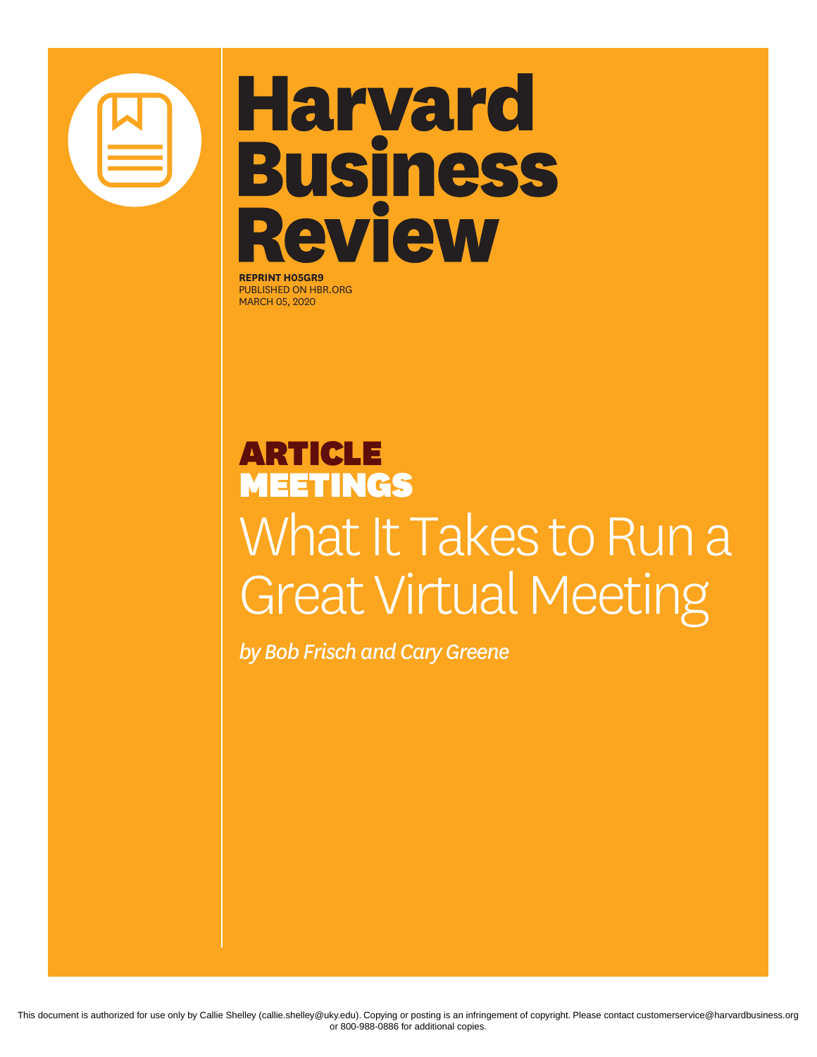# Harvard Business Review

**REPRINT H05GR9**
PUBLISHED ON HBR.ORG
MARCH 05, 2020

**ARTICLE**
**MEETINGS**

# What It Takes to Run a Great Virtual Meeting

*by Bob Frisch and Cary Greene*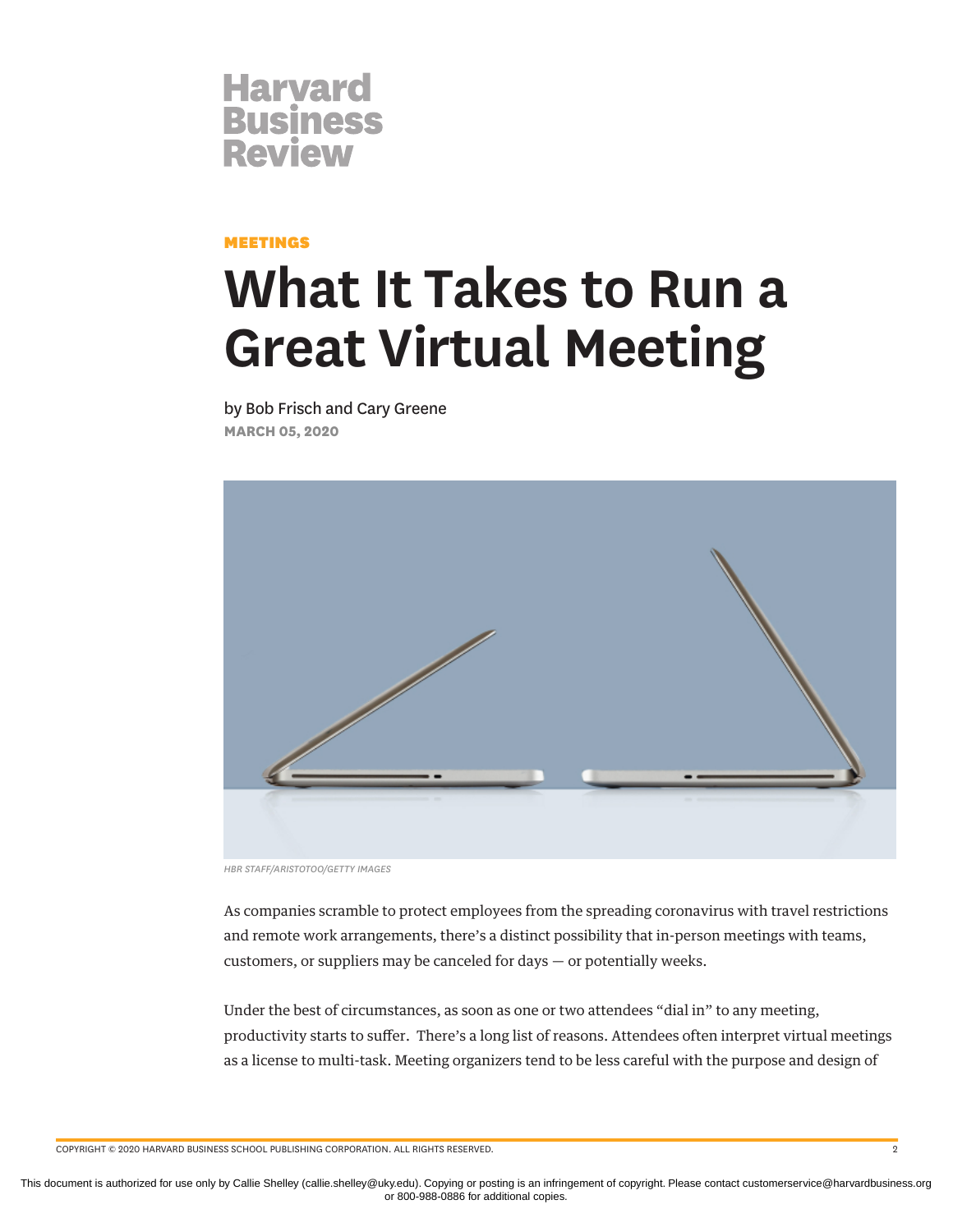# Harvard Business Review

**MEETINGS**

# What It Takes to Run a Great Virtual Meeting

by Bob Frisch and Cary Greene

**MARCH 05, 2020**

HBR STAFF/ARISTOTOO/GETTY IMAGES

As companies scramble to protect employees from the spreading coronavirus with travel restrictions and remote work arrangements, there's a distinct possibility that in-person meetings with teams, customers, or suppliers may be canceled for days — or potentially weeks.

Under the best of circumstances, as soon as one or two attendees "dial in" to any meeting, productivity starts to suffer. There's a long list of reasons. Attendees often interpret virtual meetings as a license to multi-task. Meeting organizers tend to be less careful with the purpose and design of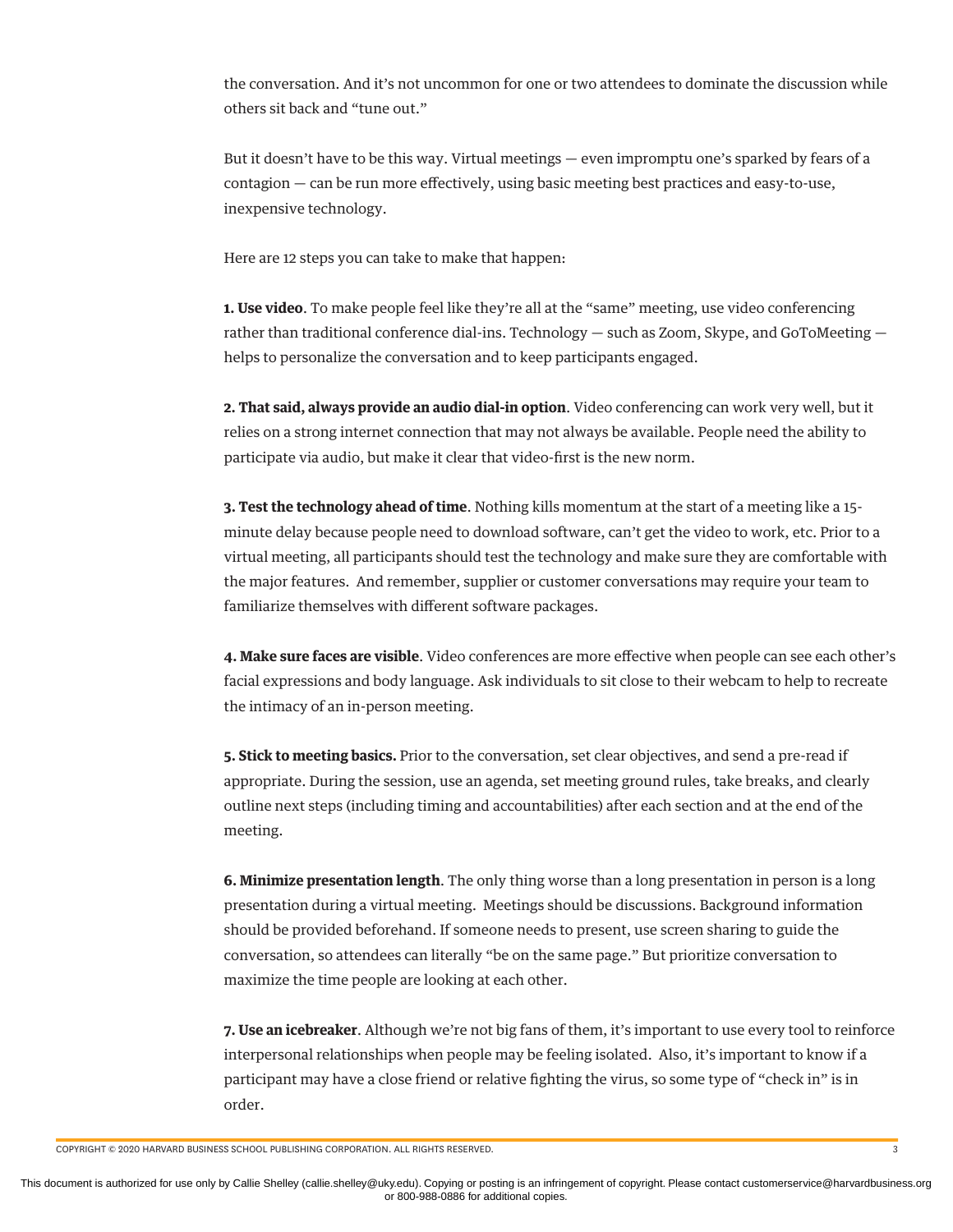the conversation. And it's not uncommon for one or two attendees to dominate the discussion while others sit back and "tune out."

But it doesn't have to be this way. Virtual meetings — even impromptu one's sparked by fears of a contagion — can be run more effectively, using basic meeting best practices and easy-to-use, inexpensive technology.

Here are 12 steps you can take to make that happen:

**1. Use video**. To make people feel like they're all at the "same" meeting, use video conferencing rather than traditional conference dial-ins. Technology — such as Zoom, Skype, and GoToMeeting — helps to personalize the conversation and to keep participants engaged.

**2. That said, always provide an audio dial-in option**. Video conferencing can work very well, but it relies on a strong internet connection that may not always be available. People need the ability to participate via audio, but make it clear that video-first is the new norm.

**3. Test the technology ahead of time**. Nothing kills momentum at the start of a meeting like a 15-minute delay because people need to download software, can't get the video to work, etc. Prior to a virtual meeting, all participants should test the technology and make sure they are comfortable with the major features. And remember, supplier or customer conversations may require your team to familiarize themselves with different software packages.

**4. Make sure faces are visible**. Video conferences are more effective when people can see each other's facial expressions and body language. Ask individuals to sit close to their webcam to help to recreate the intimacy of an in-person meeting.

**5. Stick to meeting basics.** Prior to the conversation, set clear objectives, and send a pre-read if appropriate. During the session, use an agenda, set meeting ground rules, take breaks, and clearly outline next steps (including timing and accountabilities) after each section and at the end of the meeting.

**6. Minimize presentation length**. The only thing worse than a long presentation in person is a long presentation during a virtual meeting. Meetings should be discussions. Background information should be provided beforehand. If someone needs to present, use screen sharing to guide the conversation, so attendees can literally "be on the same page." But prioritize conversation to maximize the time people are looking at each other.

**7. Use an icebreaker**. Although we're not big fans of them, it's important to use every tool to reinforce interpersonal relationships when people may be feeling isolated. Also, it's important to know if a participant may have a close friend or relative fighting the virus, so some type of "check in" is in order.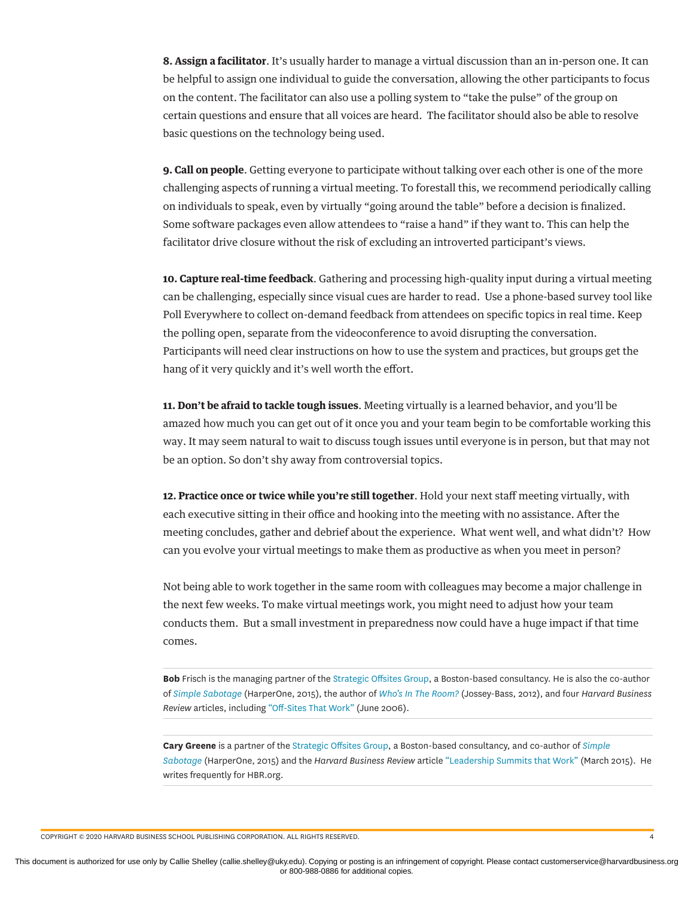**8. Assign a facilitator**. It's usually harder to manage a virtual discussion than an in-person one. It can be helpful to assign one individual to guide the conversation, allowing the other participants to focus on the content. The facilitator can also use a polling system to "take the pulse" of the group on certain questions and ensure that all voices are heard. The facilitator should also be able to resolve basic questions on the technology being used.

**9. Call on people**. Getting everyone to participate without talking over each other is one of the more challenging aspects of running a virtual meeting. To forestall this, we recommend periodically calling on individuals to speak, even by virtually "going around the table" before a decision is finalized. Some software packages even allow attendees to "raise a hand" if they want to. This can help the facilitator drive closure without the risk of excluding an introverted participant's views.

**10. Capture real-time feedback**. Gathering and processing high-quality input during a virtual meeting can be challenging, especially since visual cues are harder to read. Use a phone-based survey tool like Poll Everywhere to collect on-demand feedback from attendees on specific topics in real time. Keep the polling open, separate from the videoconference to avoid disrupting the conversation. Participants will need clear instructions on how to use the system and practices, but groups get the hang of it very quickly and it's well worth the effort.

**11. Don't be afraid to tackle tough issues**. Meeting virtually is a learned behavior, and you'll be amazed how much you can get out of it once you and your team begin to be comfortable working this way. It may seem natural to wait to discuss tough issues until everyone is in person, but that may not be an option. So don't shy away from controversial topics.

**12. Practice once or twice while you're still together**. Hold your next staff meeting virtually, with each executive sitting in their office and hooking into the meeting with no assistance. After the meeting concludes, gather and debrief about the experience. What went well, and what didn't? How can you evolve your virtual meetings to make them as productive as when you meet in person?

Not being able to work together in the same room with colleagues may become a major challenge in the next few weeks. To make virtual meetings work, you might need to adjust how your team conducts them. But a small investment in preparedness now could have a huge impact if that time comes.

---

**Bob** Frisch is the managing partner of the Strategic Offsites Group, a Boston-based consultancy. He is also the co-author of *Simple Sabotage* (HarperOne, 2015), the author of *Who's In The Room?* (Jossey-Bass, 2012), and four *Harvard Business Review* articles, including "Off-Sites That Work" (June 2006).

---

**Cary Greene** is a partner of the Strategic Offsites Group, a Boston-based consultancy, and co-author of *Simple Sabotage* (HarperOne, 2015) and the *Harvard Business Review* article "Leadership Summits that Work" (March 2015). He writes frequently for HBR.org.

---

COPYRIGHT © 2020 HARVARD BUSINESS SCHOOL PUBLISHING CORPORATION. ALL RIGHTS RESERVED.

This document is authorized for use only by Callie Shelley (callie.shelley@uky.edu). Copying or posting is an infringement of copyright. Please contact customerservice@harvardbusiness.org or 800-988-0886 for additional copies.